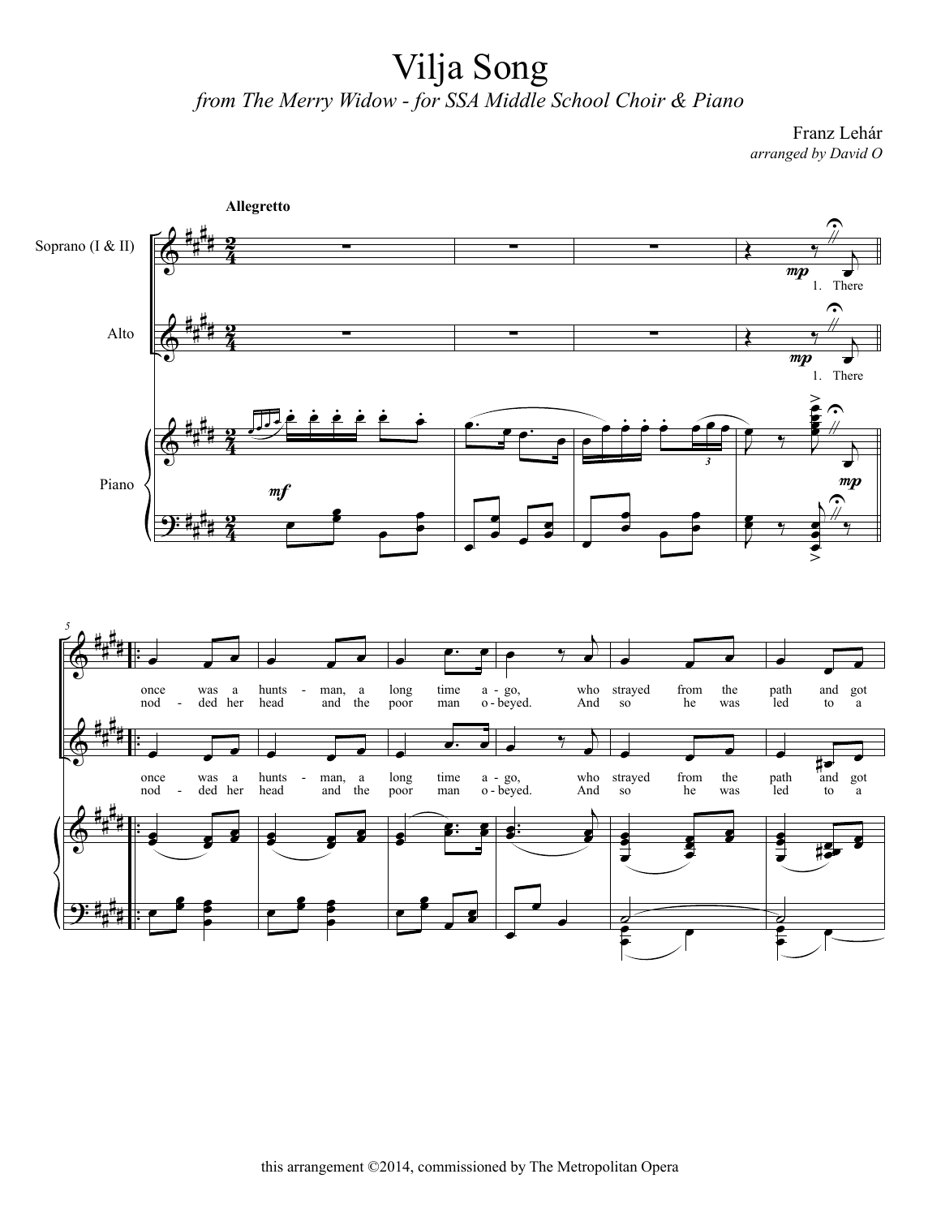# Vilja Song

*from The Merry Widow - for SSA Middle School Choir & Piano*

Franz Lehár

*arranged by David O*

this arrangement ©2014, commissioned by The Metropolitan Opera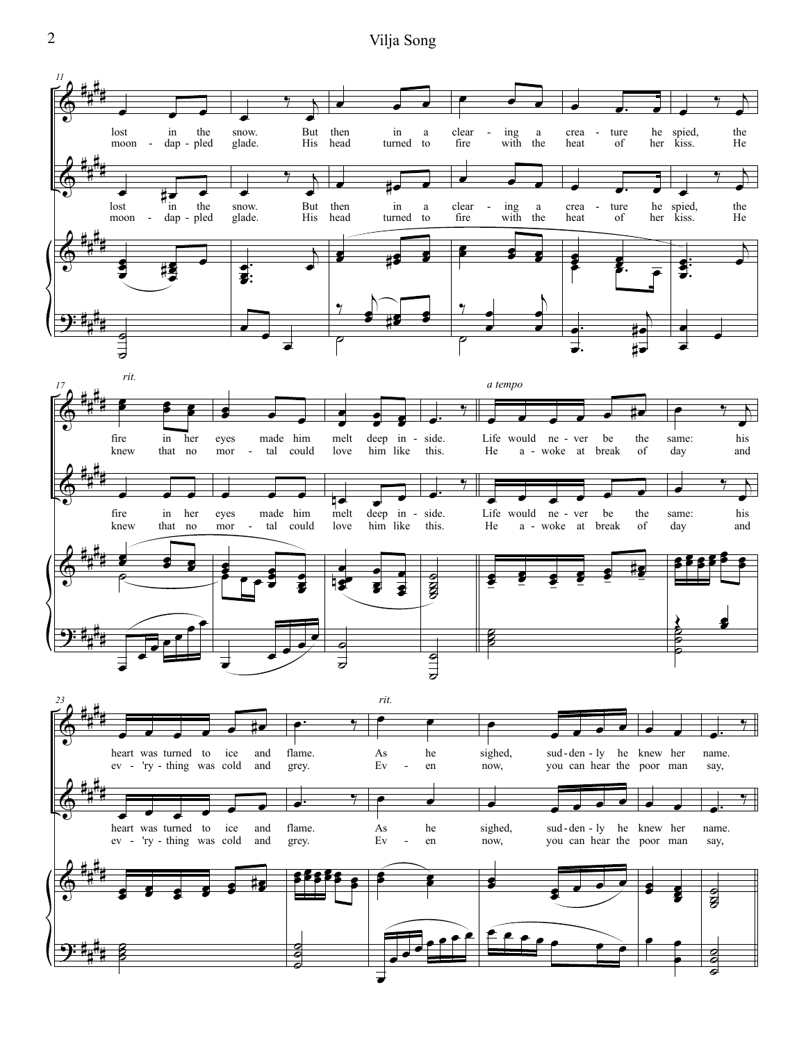11

lost in the snow. But then in a clear - ing a crea - ture he spied, the
moon - dap - pled glade. His head turned to fire with the heat of her kiss. He

17 *rit.* *a tempo*

fire in her eyes made him melt deep in - side. Life would ne - ver be the same: his
knew that no mor - tal could love him like this. He a - woke at break of day and

23 *rit.*

heart was turned to ice and flame. As he sighed, sud - den - ly he knew her name.
ev - 'ry - thing was cold and grey. Ev - en now, you can hear the poor man say,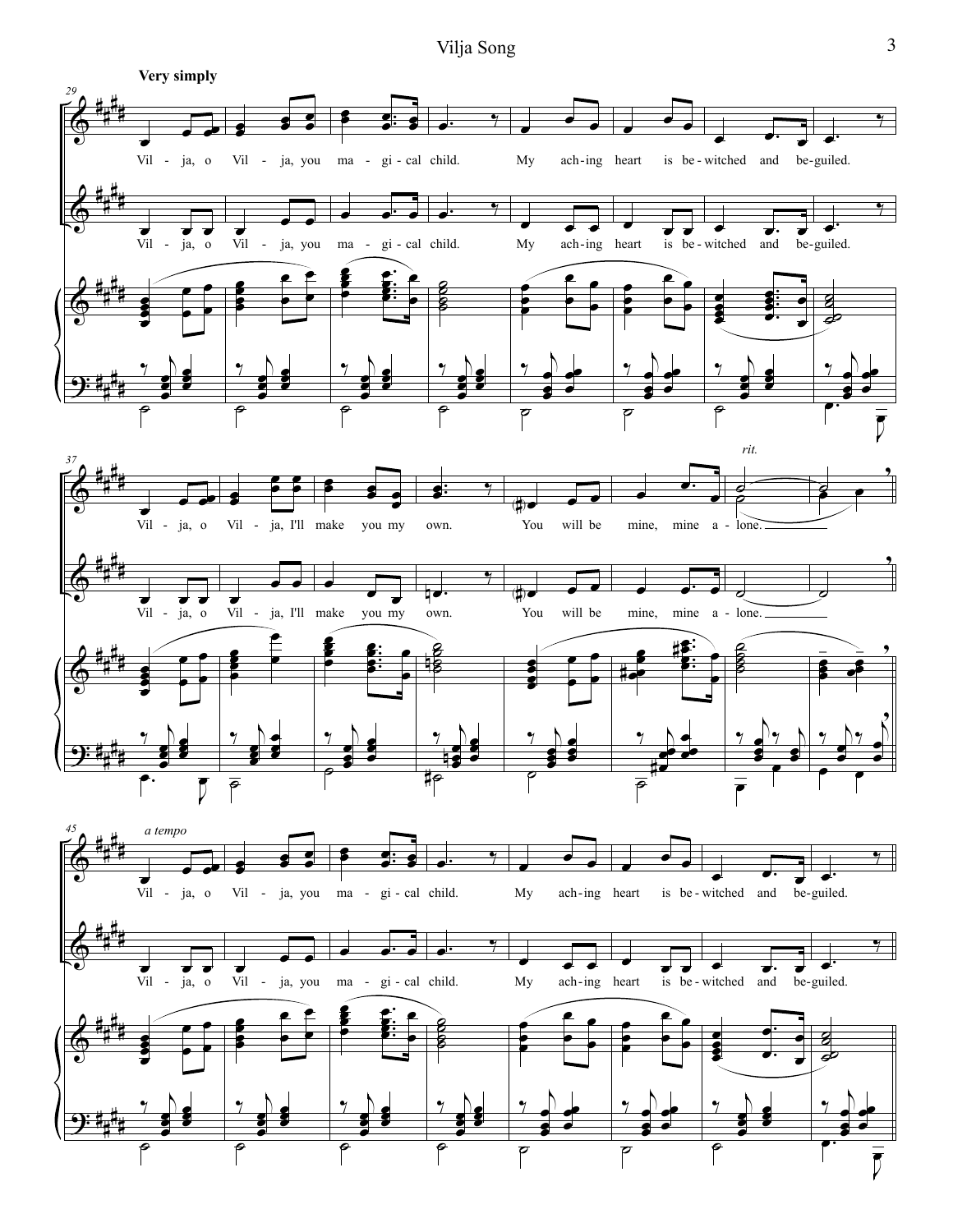Very simply

Vil - ja, o Vil - ja, you ma - gi - cal child. My ach - ing heart is be - witched and be - guiled.

Vil - ja, o Vil - ja, I'll make you my own. You will be mine, mine a - lone.

*rit.*

*a tempo*

Vil - ja, o Vil - ja, you ma - gi - cal child. My ach - ing heart is be - witched and be - guiled.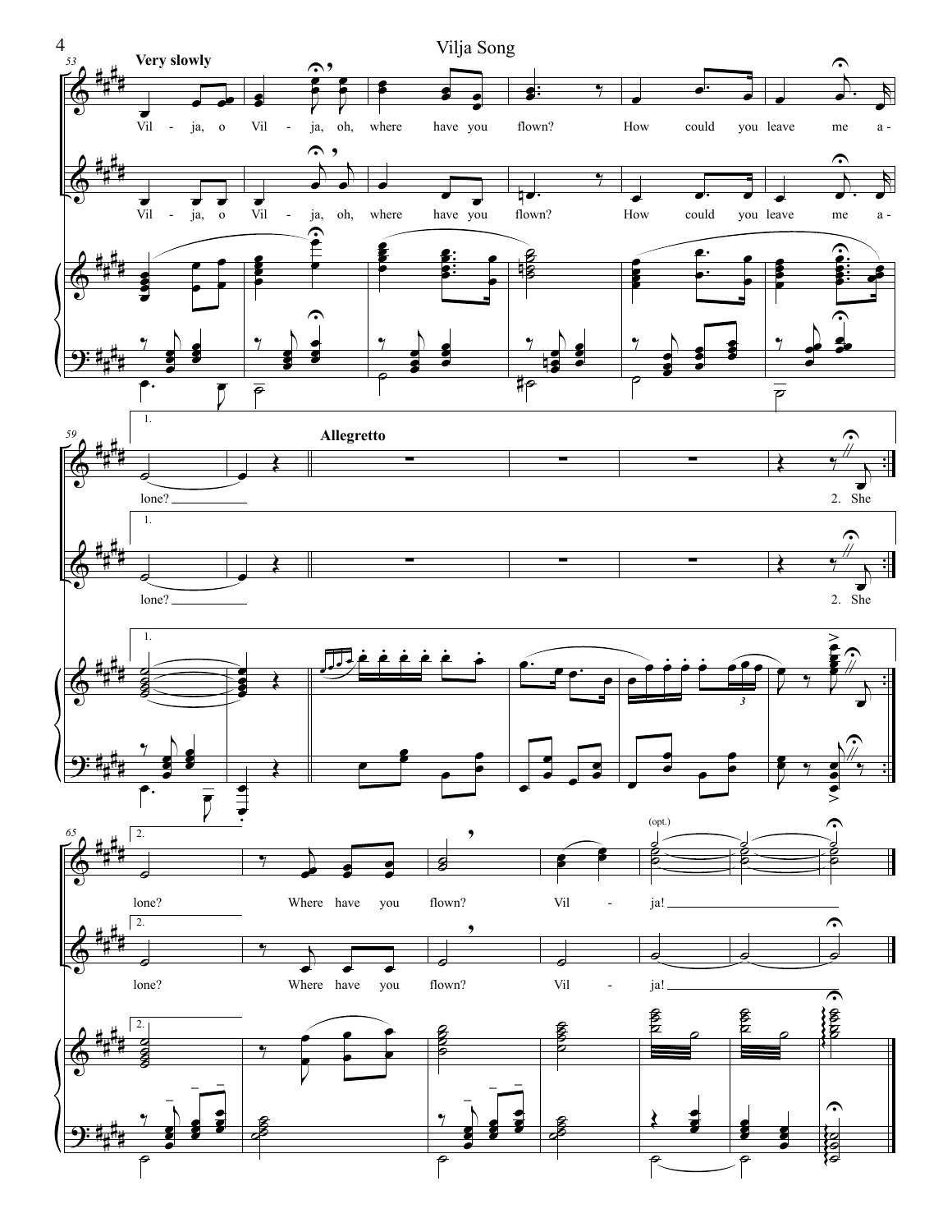Vilja Song

Very slowly

Vil - ja, o Vil - ja, oh, where have you flown? How could you leave me a -

Vil - ja, o Vil - ja, oh, where have you flown? How could you leave me a -

1.

Allegretto

lone?

2. She

lone?

2. She

2.

lone? Where have you flown? Vil - ja!

(opt.)

lone? Where have you flown? Vil - ja!